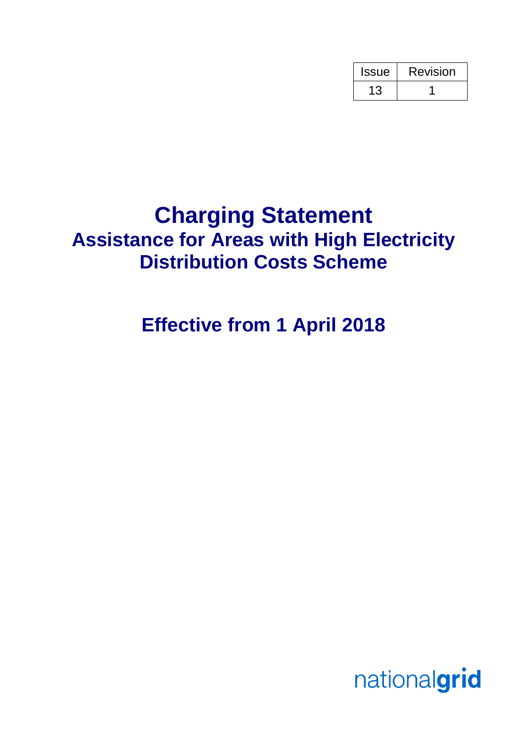| Issue | Revision |
|---|---|
| 13 | 1 |

# Charging Statement

## Assistance for Areas with High Electricity Distribution Costs Scheme

## Effective from 1 April 2018

nationalgrid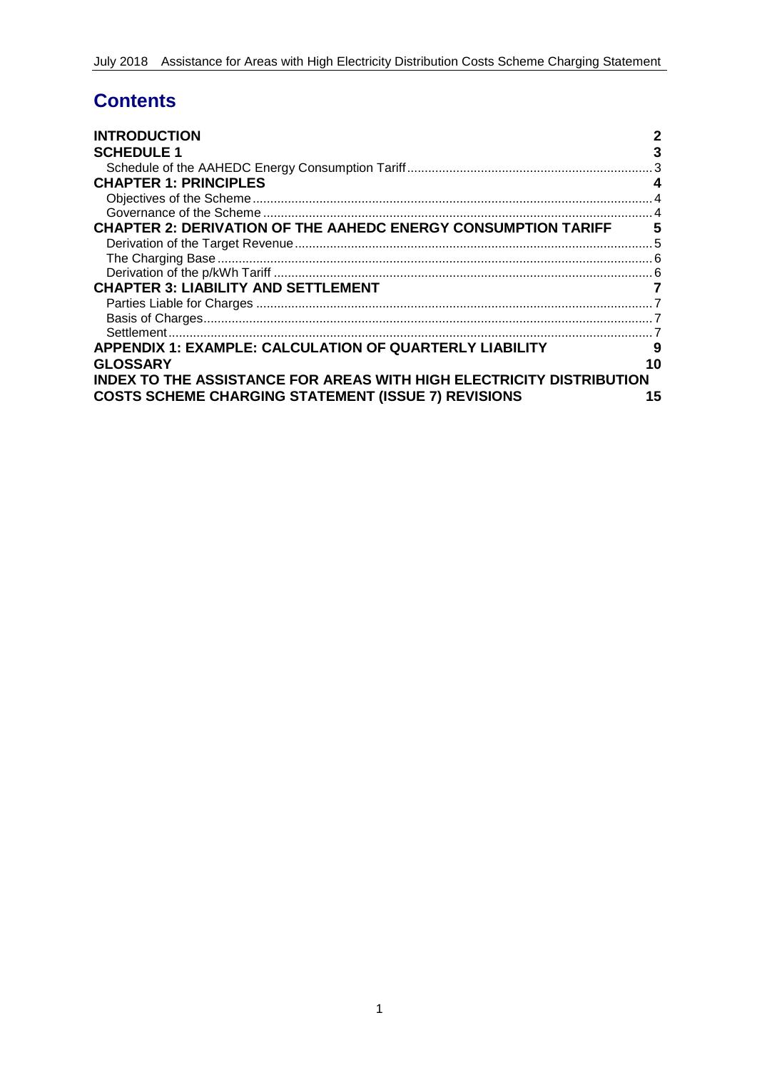# Contents

| | |
|---|---|
| **INTRODUCTION** | **2** |
| **SCHEDULE 1** | **3** |
| Schedule of the AAHEDC Energy Consumption Tariff | 3 |
| **CHAPTER 1: PRINCIPLES** | **4** |
| Objectives of the Scheme | 4 |
| Governance of the Scheme | 4 |
| **CHAPTER 2: DERIVATION OF THE AAHEDC ENERGY CONSUMPTION TARIFF** | **5** |
| Derivation of the Target Revenue | 5 |
| The Charging Base | 6 |
| Derivation of the p/kWh Tariff | 6 |
| **CHAPTER 3: LIABILITY AND SETTLEMENT** | **7** |
| Parties Liable for Charges | 7 |
| Basis of Charges | 7 |
| Settlement | 7 |
| **APPENDIX 1: EXAMPLE: CALCULATION OF QUARTERLY LIABILITY** | **9** |
| **GLOSSARY** | **10** |
| **INDEX TO THE ASSISTANCE FOR AREAS WITH HIGH ELECTRICITY DISTRIBUTION COSTS SCHEME CHARGING STATEMENT (ISSUE 7) REVISIONS** | **15** |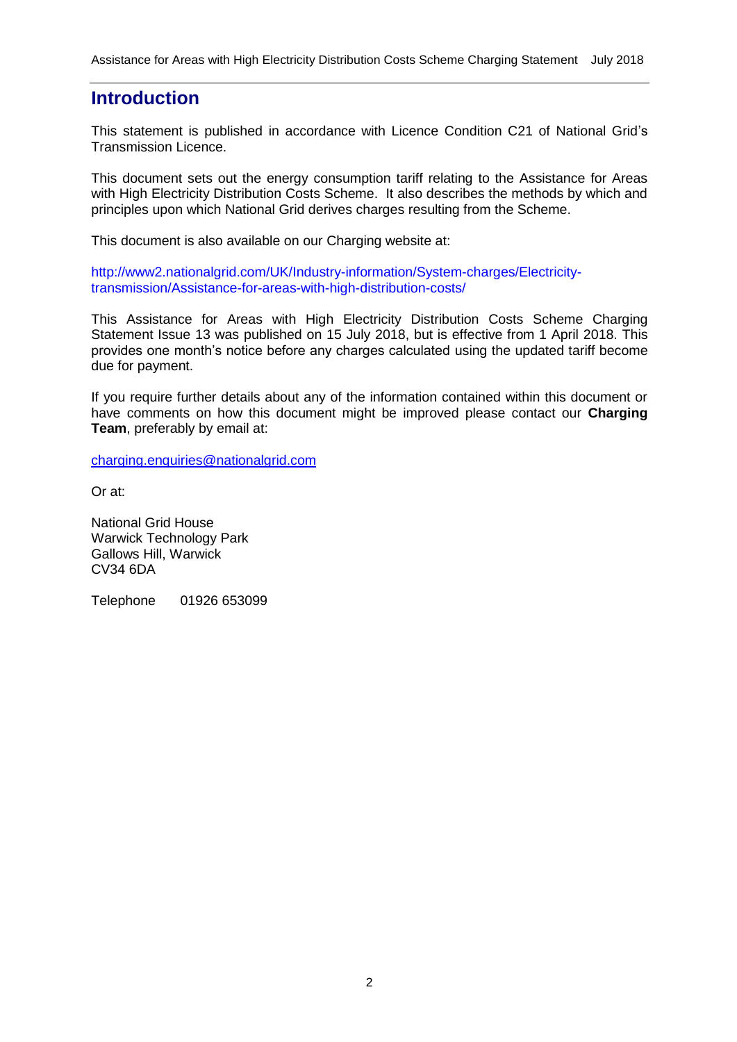## Introduction

This statement is published in accordance with Licence Condition C21 of National Grid's Transmission Licence.

This document sets out the energy consumption tariff relating to the Assistance for Areas with High Electricity Distribution Costs Scheme. It also describes the methods by which and principles upon which National Grid derives charges resulting from the Scheme.

This document is also available on our Charging website at:

http://www2.nationalgrid.com/UK/Industry-information/System-charges/Electricity-transmission/Assistance-for-areas-with-high-distribution-costs/

This Assistance for Areas with High Electricity Distribution Costs Scheme Charging Statement Issue 13 was published on 15 July 2018, but is effective from 1 April 2018. This provides one month's notice before any charges calculated using the updated tariff become due for payment.

If you require further details about any of the information contained within this document or have comments on how this document might be improved please contact our **Charging Team**, preferably by email at:

charging.enquiries@nationalgrid.com

Or at:

National Grid House
Warwick Technology Park
Gallows Hill, Warwick
CV34 6DA

Telephone 01926 653099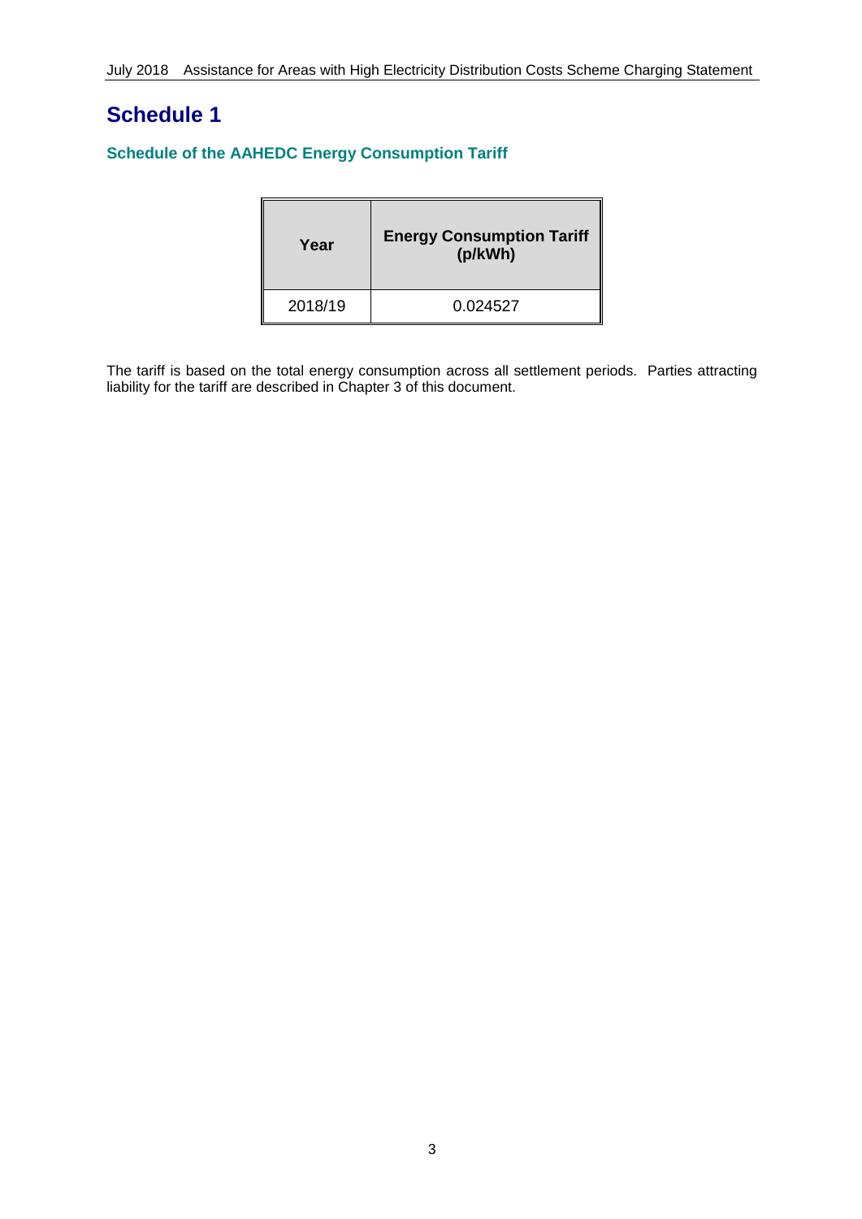# Schedule 1

### Schedule of the AAHEDC Energy Consumption Tariff

| Year | Energy Consumption Tariff (p/kWh) |
| --- | --- |
| 2018/19 | 0.024527 |

The tariff is based on the total energy consumption across all settlement periods. Parties attracting liability for the tariff are described in Chapter 3 of this document.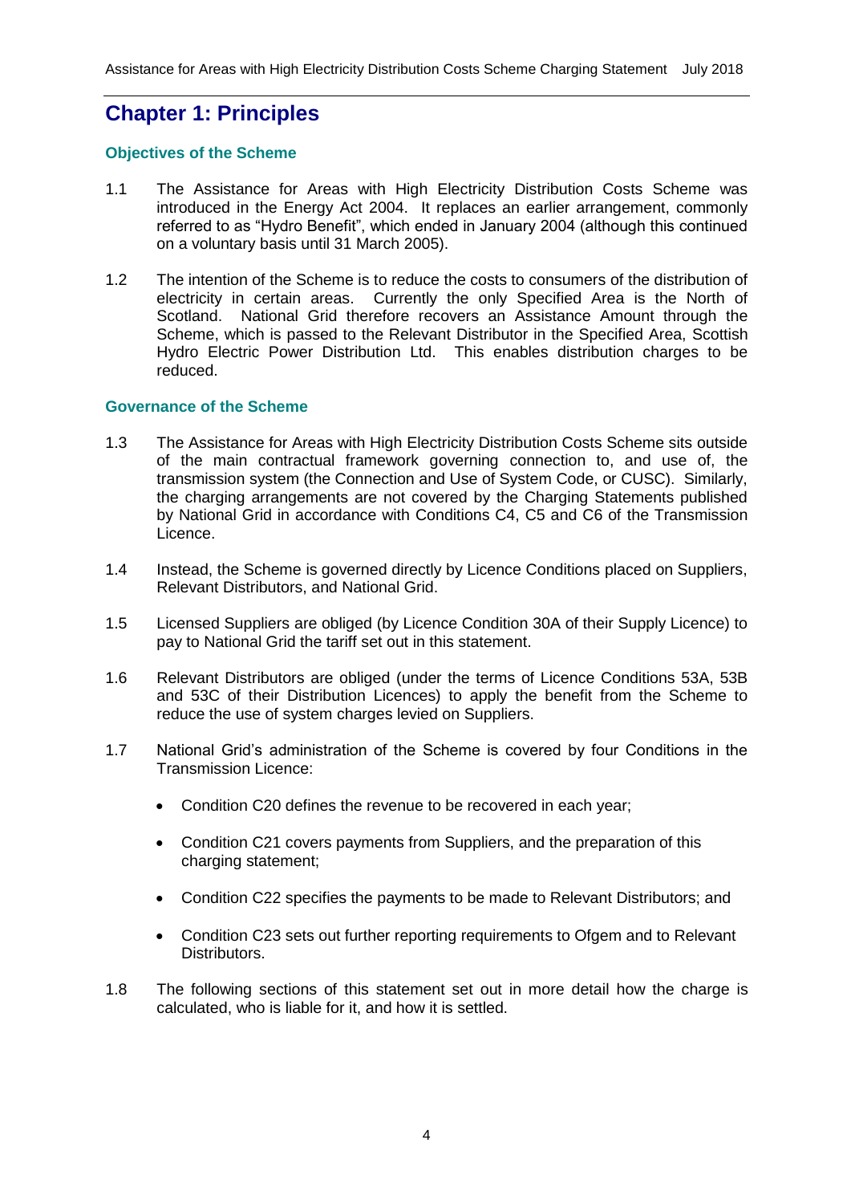## Chapter 1: Principles

### Objectives of the Scheme

1.1 The Assistance for Areas with High Electricity Distribution Costs Scheme was introduced in the Energy Act 2004. It replaces an earlier arrangement, commonly referred to as "Hydro Benefit", which ended in January 2004 (although this continued on a voluntary basis until 31 March 2005).

1.2 The intention of the Scheme is to reduce the costs to consumers of the distribution of electricity in certain areas. Currently the only Specified Area is the North of Scotland. National Grid therefore recovers an Assistance Amount through the Scheme, which is passed to the Relevant Distributor in the Specified Area, Scottish Hydro Electric Power Distribution Ltd. This enables distribution charges to be reduced.

### Governance of the Scheme

1.3 The Assistance for Areas with High Electricity Distribution Costs Scheme sits outside of the main contractual framework governing connection to, and use of, the transmission system (the Connection and Use of System Code, or CUSC). Similarly, the charging arrangements are not covered by the Charging Statements published by National Grid in accordance with Conditions C4, C5 and C6 of the Transmission Licence.

1.4 Instead, the Scheme is governed directly by Licence Conditions placed on Suppliers, Relevant Distributors, and National Grid.

1.5 Licensed Suppliers are obliged (by Licence Condition 30A of their Supply Licence) to pay to National Grid the tariff set out in this statement.

1.6 Relevant Distributors are obliged (under the terms of Licence Conditions 53A, 53B and 53C of their Distribution Licences) to apply the benefit from the Scheme to reduce the use of system charges levied on Suppliers.

1.7 National Grid's administration of the Scheme is covered by four Conditions in the Transmission Licence:

- Condition C20 defines the revenue to be recovered in each year;
- Condition C21 covers payments from Suppliers, and the preparation of this charging statement;
- Condition C22 specifies the payments to be made to Relevant Distributors; and
- Condition C23 sets out further reporting requirements to Ofgem and to Relevant Distributors.

1.8 The following sections of this statement set out in more detail how the charge is calculated, who is liable for it, and how it is settled.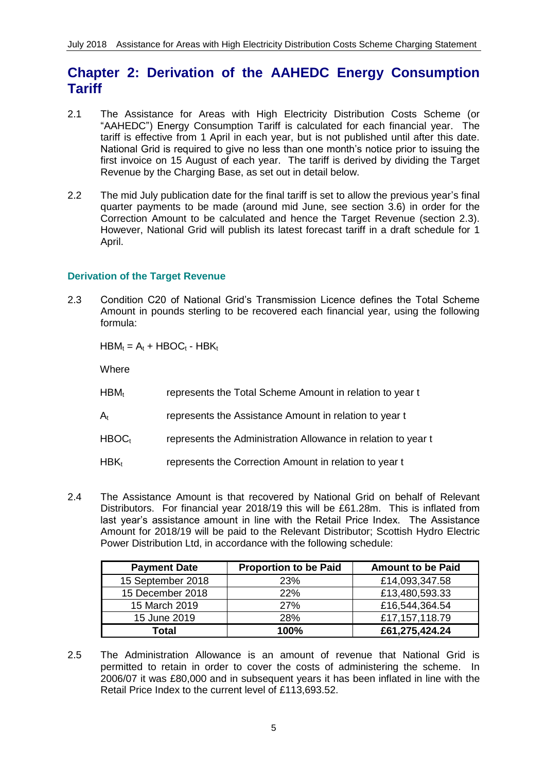# Chapter 2: Derivation of the AAHEDC Energy Consumption Tariff

2.1 The Assistance for Areas with High Electricity Distribution Costs Scheme (or "AAHEDC") Energy Consumption Tariff is calculated for each financial year. The tariff is effective from 1 April in each year, but is not published until after this date. National Grid is required to give no less than one month's notice prior to issuing the first invoice on 15 August of each year. The tariff is derived by dividing the Target Revenue by the Charging Base, as set out in detail below.

2.2 The mid July publication date for the final tariff is set to allow the previous year's final quarter payments to be made (around mid June, see section 3.6) in order for the Correction Amount to be calculated and hence the Target Revenue (section 2.3). However, National Grid will publish its latest forecast tariff in a draft schedule for 1 April.

### Derivation of the Target Revenue

2.3 Condition C20 of National Grid's Transmission Licence defines the Total Scheme Amount in pounds sterling to be recovered each financial year, using the following formula:

$$HBM_t = A_t + HBOC_t - HBK_t$$

Where

- $HBM_t$ represents the Total Scheme Amount in relation to year t
- $A_t$ represents the Assistance Amount in relation to year t
- $HBOC_t$ represents the Administration Allowance in relation to year t
- $HBK_t$ represents the Correction Amount in relation to year t

2.4 The Assistance Amount is that recovered by National Grid on behalf of Relevant Distributors. For financial year 2018/19 this will be £61.28m. This is inflated from last year's assistance amount in line with the Retail Price Index. The Assistance Amount for 2018/19 will be paid to the Relevant Distributor; Scottish Hydro Electric Power Distribution Ltd, in accordance with the following schedule:

| Payment Date | Proportion to be Paid | Amount to be Paid |
|---|---|---|
| 15 September 2018 | 23% | £14,093,347.58 |
| 15 December 2018 | 22% | £13,480,593.33 |
| 15 March 2019 | 27% | £16,544,364.54 |
| 15 June 2019 | 28% | £17,157,118.79 |
| **Total** | **100%** | **£61,275,424.24** |

2.5 The Administration Allowance is an amount of revenue that National Grid is permitted to retain in order to cover the costs of administering the scheme. In 2006/07 it was £80,000 and in subsequent years it has been inflated in line with the Retail Price Index to the current level of £113,693.52.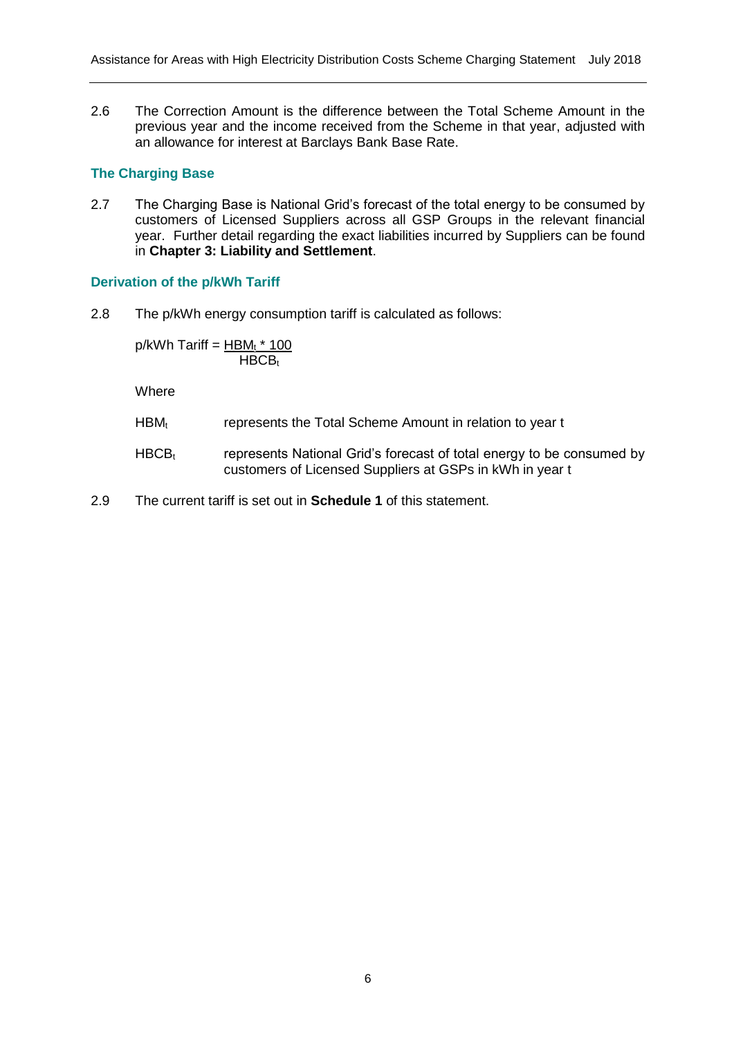2.6 The Correction Amount is the difference between the Total Scheme Amount in the previous year and the income received from the Scheme in that year, adjusted with an allowance for interest at Barclays Bank Base Rate.

### The Charging Base

2.7 The Charging Base is National Grid's forecast of the total energy to be consumed by customers of Licensed Suppliers across all GSP Groups in the relevant financial year. Further detail regarding the exact liabilities incurred by Suppliers can be found in **Chapter 3: Liability and Settlement**.

### Derivation of the p/kWh Tariff

2.8 The p/kWh energy consumption tariff is calculated as follows:

$$\text{p/kWh Tariff} = \frac{HBM_t * 100}{HBCB_t}$$

Where

$HBM_t$ represents the Total Scheme Amount in relation to year t

$HBCB_t$ represents National Grid's forecast of total energy to be consumed by customers of Licensed Suppliers at GSPs in kWh in year t

2.9 The current tariff is set out in **Schedule 1** of this statement.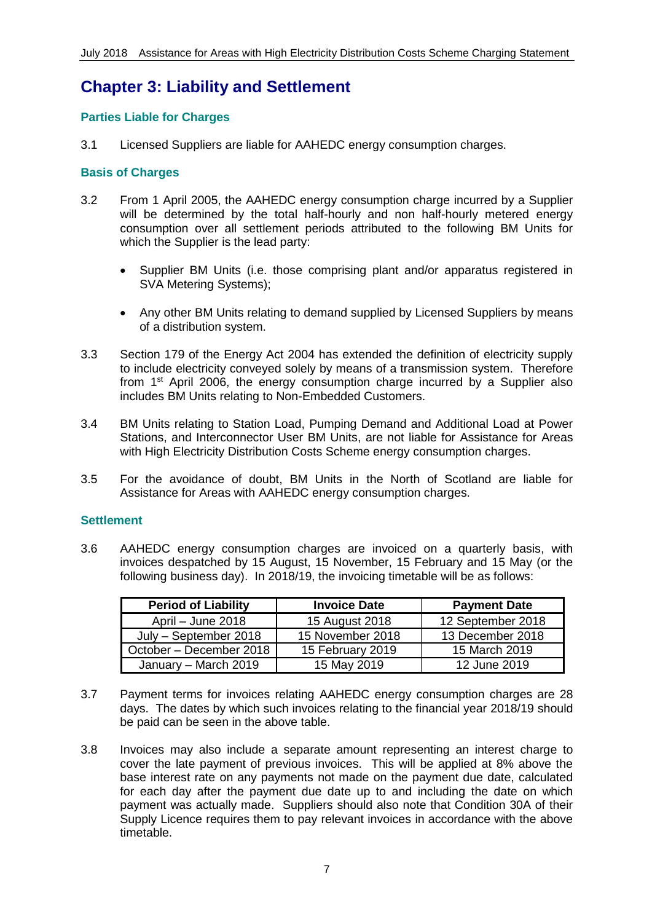## Chapter 3: Liability and Settlement

### Parties Liable for Charges

3.1 Licensed Suppliers are liable for AAHEDC energy consumption charges.

### Basis of Charges

3.2 From 1 April 2005, the AAHEDC energy consumption charge incurred by a Supplier will be determined by the total half-hourly and non half-hourly metered energy consumption over all settlement periods attributed to the following BM Units for which the Supplier is the lead party:

- Supplier BM Units (i.e. those comprising plant and/or apparatus registered in SVA Metering Systems);
- Any other BM Units relating to demand supplied by Licensed Suppliers by means of a distribution system.

3.3 Section 179 of the Energy Act 2004 has extended the definition of electricity supply to include electricity conveyed solely by means of a transmission system. Therefore from 1st April 2006, the energy consumption charge incurred by a Supplier also includes BM Units relating to Non-Embedded Customers.

3.4 BM Units relating to Station Load, Pumping Demand and Additional Load at Power Stations, and Interconnector User BM Units, are not liable for Assistance for Areas with High Electricity Distribution Costs Scheme energy consumption charges.

3.5 For the avoidance of doubt, BM Units in the North of Scotland are liable for Assistance for Areas with AAHEDC energy consumption charges.

### Settlement

3.6 AAHEDC energy consumption charges are invoiced on a quarterly basis, with invoices despatched by 15 August, 15 November, 15 February and 15 May (or the following business day). In 2018/19, the invoicing timetable will be as follows:

| Period of Liability | Invoice Date | Payment Date |
|---|---|---|
| April – June 2018 | 15 August 2018 | 12 September 2018 |
| July – September 2018 | 15 November 2018 | 13 December 2018 |
| October – December 2018 | 15 February 2019 | 15 March 2019 |
| January – March 2019 | 15 May 2019 | 12 June 2019 |

3.7 Payment terms for invoices relating AAHEDC energy consumption charges are 28 days. The dates by which such invoices relating to the financial year 2018/19 should be paid can be seen in the above table.

3.8 Invoices may also include a separate amount representing an interest charge to cover the late payment of previous invoices. This will be applied at 8% above the base interest rate on any payments not made on the payment due date, calculated for each day after the payment due date up to and including the date on which payment was actually made. Suppliers should also note that Condition 30A of their Supply Licence requires them to pay relevant invoices in accordance with the above timetable.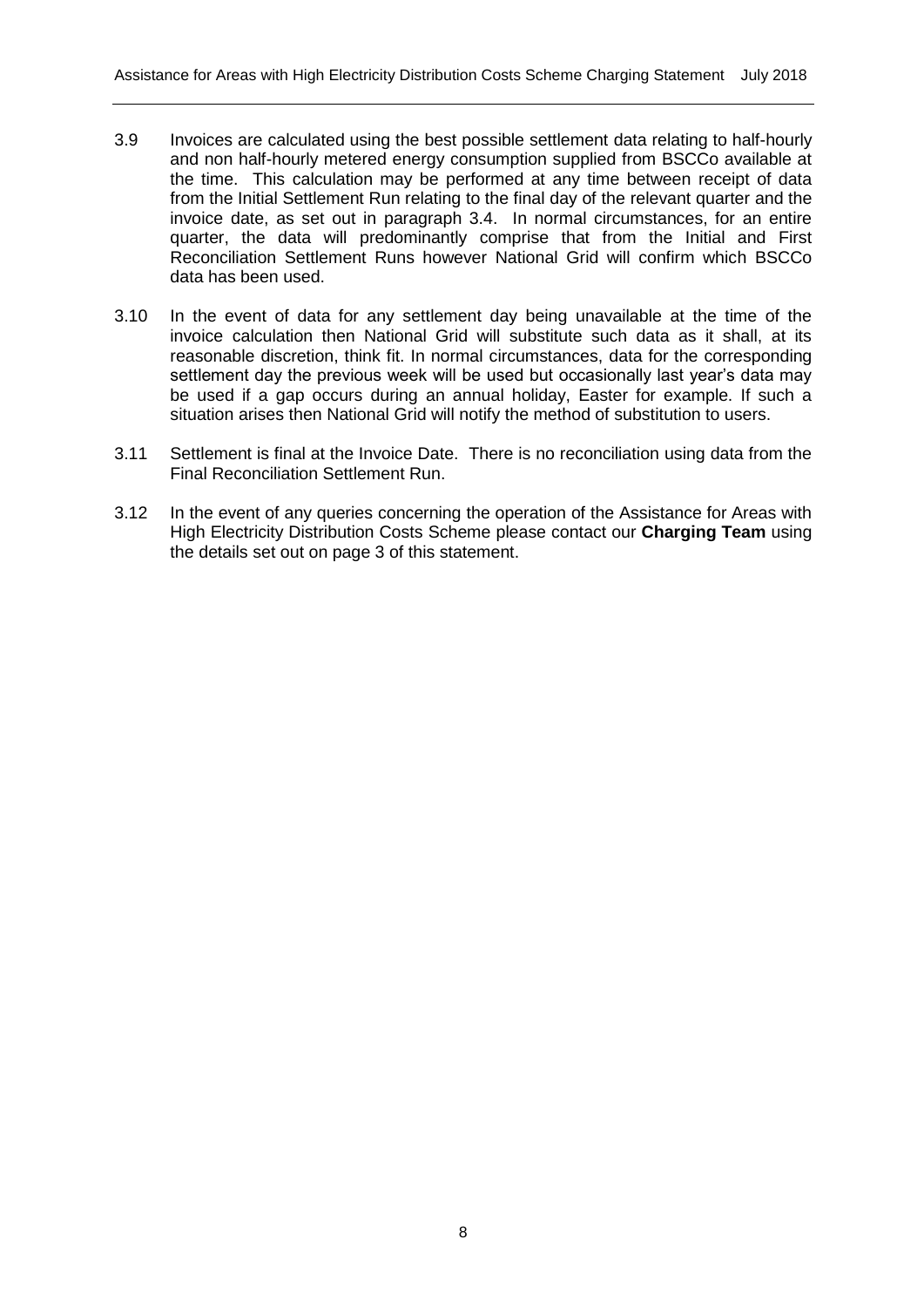3.9 Invoices are calculated using the best possible settlement data relating to half-hourly and non half-hourly metered energy consumption supplied from BSCCo available at the time. This calculation may be performed at any time between receipt of data from the Initial Settlement Run relating to the final day of the relevant quarter and the invoice date, as set out in paragraph 3.4. In normal circumstances, for an entire quarter, the data will predominantly comprise that from the Initial and First Reconciliation Settlement Runs however National Grid will confirm which BSCCo data has been used.

3.10 In the event of data for any settlement day being unavailable at the time of the invoice calculation then National Grid will substitute such data as it shall, at its reasonable discretion, think fit. In normal circumstances, data for the corresponding settlement day the previous week will be used but occasionally last year's data may be used if a gap occurs during an annual holiday, Easter for example. If such a situation arises then National Grid will notify the method of substitution to users.

3.11 Settlement is final at the Invoice Date. There is no reconciliation using data from the Final Reconciliation Settlement Run.

3.12 In the event of any queries concerning the operation of the Assistance for Areas with High Electricity Distribution Costs Scheme please contact our **Charging Team** using the details set out on page 3 of this statement.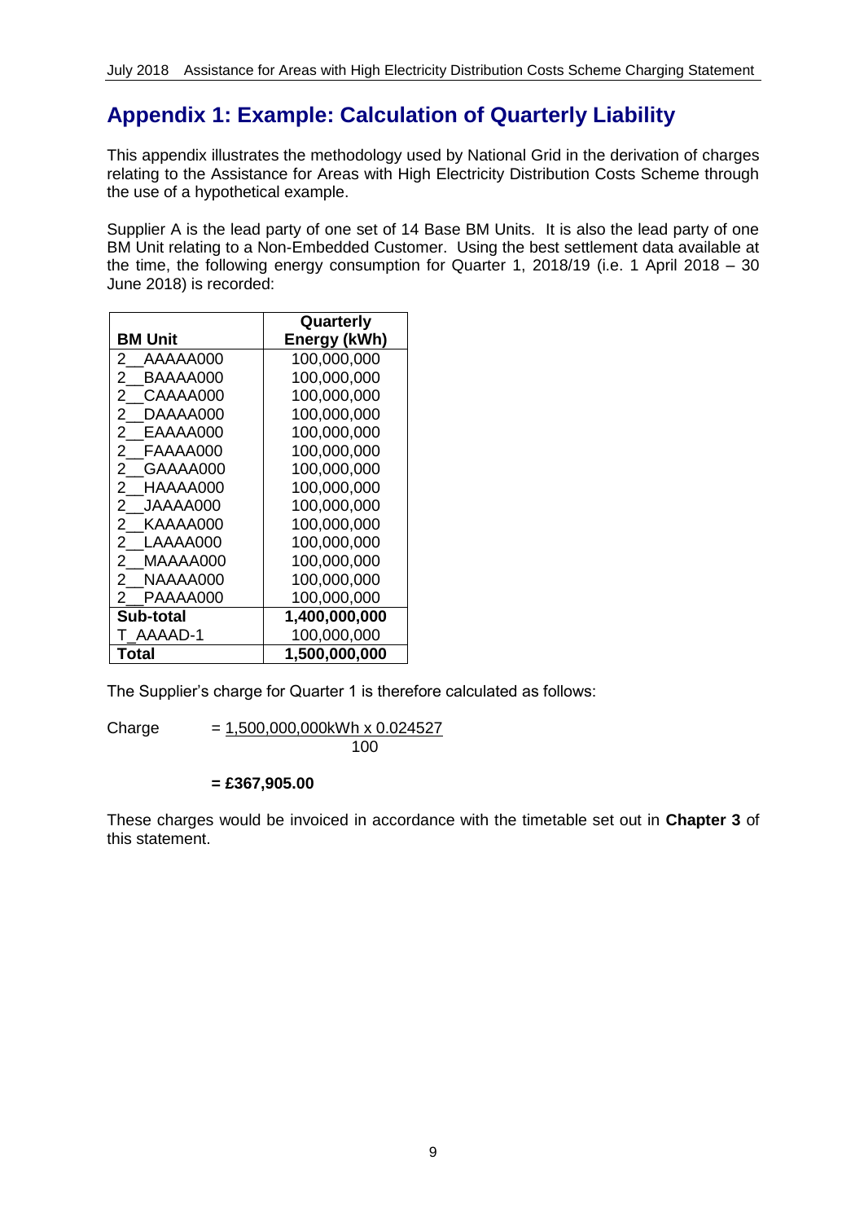## Appendix 1: Example: Calculation of Quarterly Liability

This appendix illustrates the methodology used by National Grid in the derivation of charges relating to the Assistance for Areas with High Electricity Distribution Costs Scheme through the use of a hypothetical example.

Supplier A is the lead party of one set of 14 Base BM Units. It is also the lead party of one BM Unit relating to a Non-Embedded Customer. Using the best settlement data available at the time, the following energy consumption for Quarter 1, 2018/19 (i.e. 1 April 2018 – 30 June 2018) is recorded:

| BM Unit | Quarterly Energy (kWh) |
|---|---|
| 2__AAAAA000 | 100,000,000 |
| 2__BAAAA000 | 100,000,000 |
| 2__CAAAA000 | 100,000,000 |
| 2__DAAAA000 | 100,000,000 |
| 2__EAAAA000 | 100,000,000 |
| 2__FAAAA000 | 100,000,000 |
| 2__GAAAA000 | 100,000,000 |
| 2__HAAAA000 | 100,000,000 |
| 2__JAAAA000 | 100,000,000 |
| 2__KAAAA000 | 100,000,000 |
| 2__LAAAA000 | 100,000,000 |
| 2__MAAAA000 | 100,000,000 |
| 2__NAAAA000 | 100,000,000 |
| 2__PAAAA000 | 100,000,000 |
| **Sub-total** | **1,400,000,000** |
| T_AAAAD-1 | 100,000,000 |
| **Total** | **1,500,000,000** |

The Supplier's charge for Quarter 1 is therefore calculated as follows:

$$\text{Charge} = \frac{1{,}500{,}000{,}000\text{kWh} \times 0.024527}{100}$$

**= £367,905.00**

These charges would be invoiced in accordance with the timetable set out in **Chapter 3** of this statement.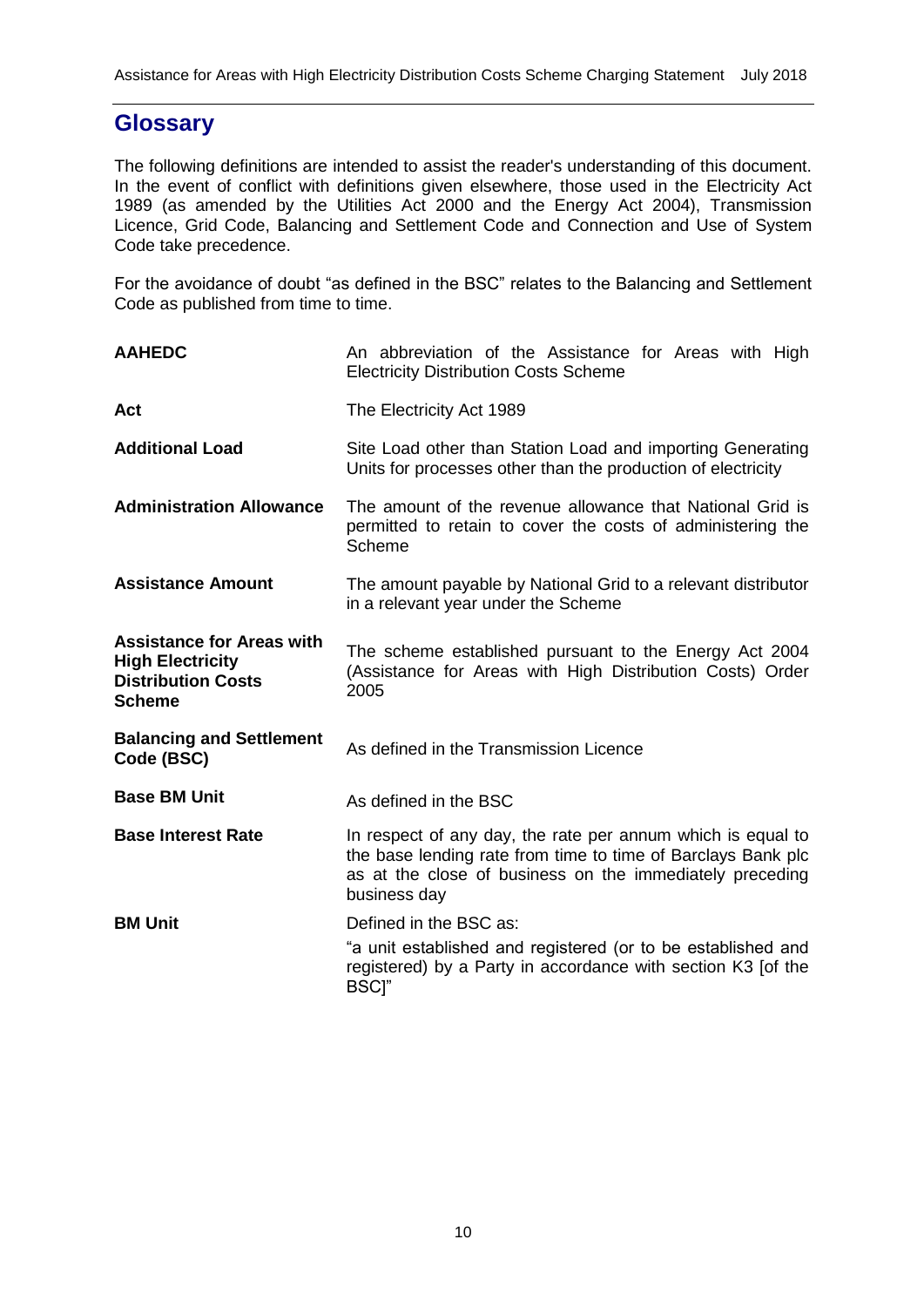## Glossary

The following definitions are intended to assist the reader's understanding of this document. In the event of conflict with definitions given elsewhere, those used in the Electricity Act 1989 (as amended by the Utilities Act 2000 and the Energy Act 2004), Transmission Licence, Grid Code, Balancing and Settlement Code and Connection and Use of System Code take precedence.

For the avoidance of doubt "as defined in the BSC" relates to the Balancing and Settlement Code as published from time to time.

| | |
|---|---|
| **AAHEDC** | An abbreviation of the Assistance for Areas with High Electricity Distribution Costs Scheme |
| **Act** | The Electricity Act 1989 |
| **Additional Load** | Site Load other than Station Load and importing Generating Units for processes other than the production of electricity |
| **Administration Allowance** | The amount of the revenue allowance that National Grid is permitted to retain to cover the costs of administering the Scheme |
| **Assistance Amount** | The amount payable by National Grid to a relevant distributor in a relevant year under the Scheme |
| **Assistance for Areas with High Electricity Distribution Costs Scheme** | The scheme established pursuant to the Energy Act 2004 (Assistance for Areas with High Distribution Costs) Order 2005 |
| **Balancing and Settlement Code (BSC)** | As defined in the Transmission Licence |
| **Base BM Unit** | As defined in the BSC |
| **Base Interest Rate** | In respect of any day, the rate per annum which is equal to the base lending rate from time to time of Barclays Bank plc as at the close of business on the immediately preceding business day |
| **BM Unit** | Defined in the BSC as: "a unit established and registered (or to be established and registered) by a Party in accordance with section K3 [of the BSC]" |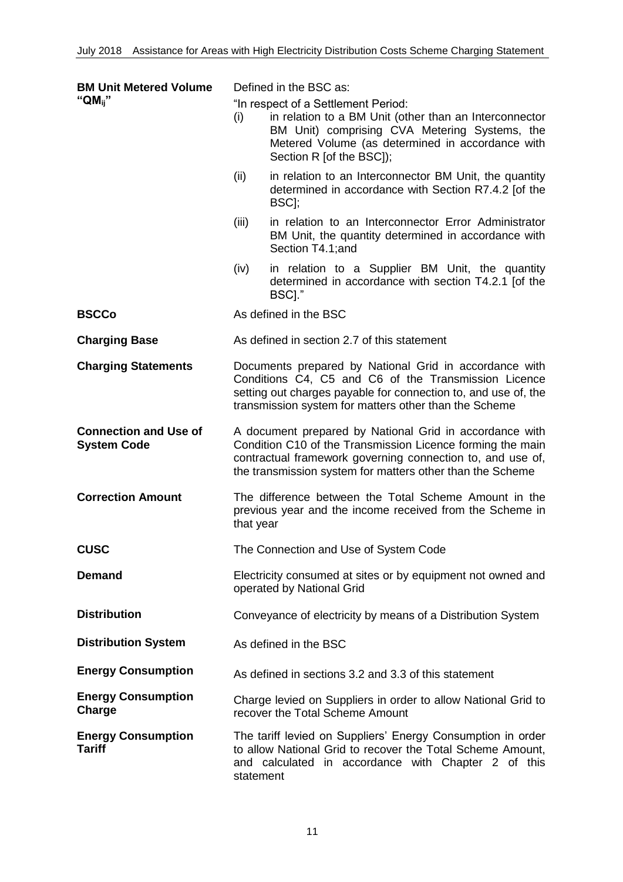| | |
|---|---|
| **BM Unit Metered Volume "$QM_{ij}$"** | Defined in the BSC as:<br>"In respect of a Settlement Period:<br>(i) in relation to a BM Unit (other than an Interconnector BM Unit) comprising CVA Metering Systems, the Metered Volume (as determined in accordance with Section R [of the BSC]);<br>(ii) in relation to an Interconnector BM Unit, the quantity determined in accordance with Section R7.4.2 [of the BSC];<br>(iii) in relation to an Interconnector Error Administrator BM Unit, the quantity determined in accordance with Section T4.1;and<br>(iv) in relation to a Supplier BM Unit, the quantity determined in accordance with section T4.2.1 [of the BSC]." |
| **BSCCo** | As defined in the BSC |
| **Charging Base** | As defined in section 2.7 of this statement |
| **Charging Statements** | Documents prepared by National Grid in accordance with Conditions C4, C5 and C6 of the Transmission Licence setting out charges payable for connection to, and use of, the transmission system for matters other than the Scheme |
| **Connection and Use of System Code** | A document prepared by National Grid in accordance with Condition C10 of the Transmission Licence forming the main contractual framework governing connection to, and use of, the transmission system for matters other than the Scheme |
| **Correction Amount** | The difference between the Total Scheme Amount in the previous year and the income received from the Scheme in that year |
| **CUSC** | The Connection and Use of System Code |
| **Demand** | Electricity consumed at sites or by equipment not owned and operated by National Grid |
| **Distribution** | Conveyance of electricity by means of a Distribution System |
| **Distribution System** | As defined in the BSC |
| **Energy Consumption** | As defined in sections 3.2 and 3.3 of this statement |
| **Energy Consumption Charge** | Charge levied on Suppliers in order to allow National Grid to recover the Total Scheme Amount |
| **Energy Consumption Tariff** | The tariff levied on Suppliers' Energy Consumption in order to allow National Grid to recover the Total Scheme Amount, and calculated in accordance with Chapter 2 of this statement |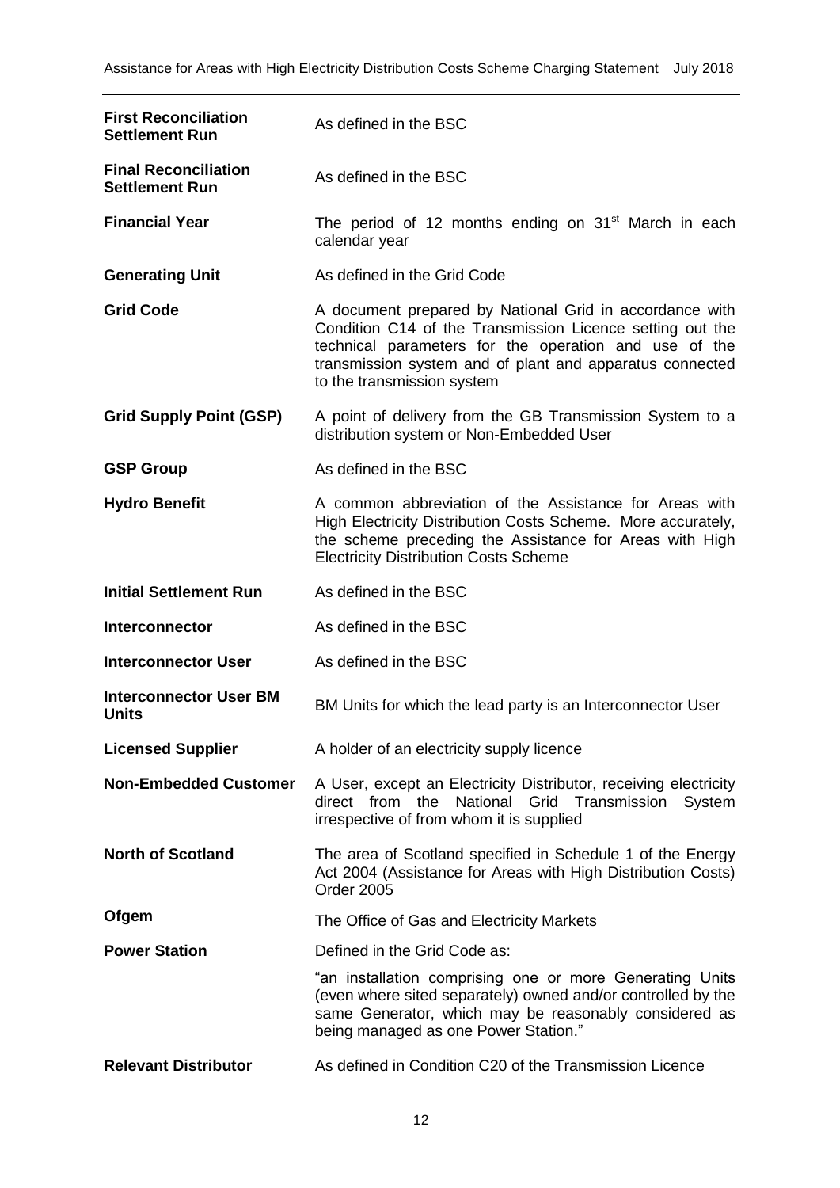| | |
|---|---|
| **First Reconciliation Settlement Run** | As defined in the BSC |
| **Final Reconciliation Settlement Run** | As defined in the BSC |
| **Financial Year** | The period of 12 months ending on 31st March in each calendar year |
| **Generating Unit** | As defined in the Grid Code |
| **Grid Code** | A document prepared by National Grid in accordance with Condition C14 of the Transmission Licence setting out the technical parameters for the operation and use of the transmission system and of plant and apparatus connected to the transmission system |
| **Grid Supply Point (GSP)** | A point of delivery from the GB Transmission System to a distribution system or Non-Embedded User |
| **GSP Group** | As defined in the BSC |
| **Hydro Benefit** | A common abbreviation of the Assistance for Areas with High Electricity Distribution Costs Scheme. More accurately, the scheme preceding the Assistance for Areas with High Electricity Distribution Costs Scheme |
| **Initial Settlement Run** | As defined in the BSC |
| **Interconnector** | As defined in the BSC |
| **Interconnector User** | As defined in the BSC |
| **Interconnector User BM Units** | BM Units for which the lead party is an Interconnector User |
| **Licensed Supplier** | A holder of an electricity supply licence |
| **Non-Embedded Customer** | A User, except an Electricity Distributor, receiving electricity direct from the National Grid Transmission System irrespective of from whom it is supplied |
| **North of Scotland** | The area of Scotland specified in Schedule 1 of the Energy Act 2004 (Assistance for Areas with High Distribution Costs) Order 2005 |
| **Ofgem** | The Office of Gas and Electricity Markets |
| **Power Station** | Defined in the Grid Code as:<br>"an installation comprising one or more Generating Units (even where sited separately) owned and/or controlled by the same Generator, which may be reasonably considered as being managed as one Power Station." |
| **Relevant Distributor** | As defined in Condition C20 of the Transmission Licence |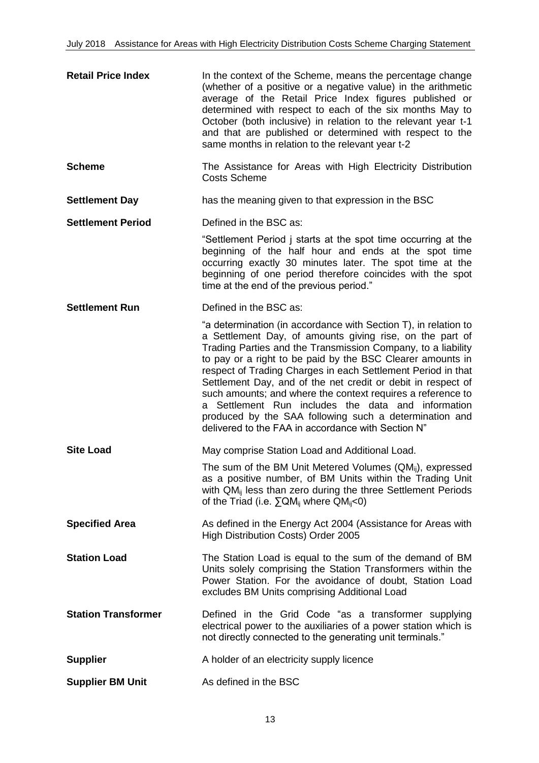**Retail Price Index** In the context of the Scheme, means the percentage change (whether of a positive or a negative value) in the arithmetic average of the Retail Price Index figures published or determined with respect to each of the six months May to October (both inclusive) in relation to the relevant year t-1 and that are published or determined with respect to the same months in relation to the relevant year t-2

**Scheme** The Assistance for Areas with High Electricity Distribution Costs Scheme

**Settlement Day** has the meaning given to that expression in the BSC

**Settlement Period** Defined in the BSC as:

"Settlement Period j starts at the spot time occurring at the beginning of the half hour and ends at the spot time occurring exactly 30 minutes later. The spot time at the beginning of one period therefore coincides with the spot time at the end of the previous period."

**Settlement Run** Defined in the BSC as:

"a determination (in accordance with Section T), in relation to a Settlement Day, of amounts giving rise, on the part of Trading Parties and the Transmission Company, to a liability to pay or a right to be paid by the BSC Clearer amounts in respect of Trading Charges in each Settlement Period in that Settlement Day, and of the net credit or debit in respect of such amounts; and where the context requires a reference to a Settlement Run includes the data and information produced by the SAA following such a determination and delivered to the FAA in accordance with Section N"

**Site Load** May comprise Station Load and Additional Load.

The sum of the BM Unit Metered Volumes ($QM_{ij}$), expressed as a positive number, of BM Units within the Trading Unit with $QM_{ij}$ less than zero during the three Settlement Periods of the Triad (i.e. $\sum QM_{ij}$ where $QM_{ij}<0$)

**Specified Area** As defined in the Energy Act 2004 (Assistance for Areas with High Distribution Costs) Order 2005

**Station Load** The Station Load is equal to the sum of the demand of BM Units solely comprising the Station Transformers within the Power Station. For the avoidance of doubt, Station Load excludes BM Units comprising Additional Load

**Station Transformer** Defined in the Grid Code "as a transformer supplying electrical power to the auxiliaries of a power station which is not directly connected to the generating unit terminals."

**Supplier** A holder of an electricity supply licence

**Supplier BM Unit** As defined in the BSC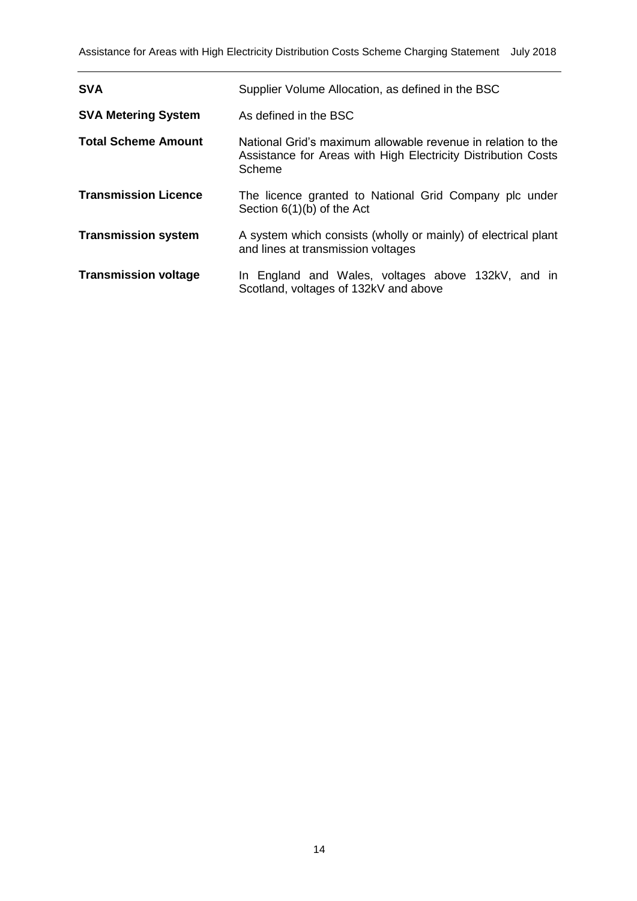| | |
|---|---|
| **SVA** | Supplier Volume Allocation, as defined in the BSC |
| **SVA Metering System** | As defined in the BSC |
| **Total Scheme Amount** | National Grid's maximum allowable revenue in relation to the Assistance for Areas with High Electricity Distribution Costs Scheme |
| **Transmission Licence** | The licence granted to National Grid Company plc under Section 6(1)(b) of the Act |
| **Transmission system** | A system which consists (wholly or mainly) of electrical plant and lines at transmission voltages |
| **Transmission voltage** | In England and Wales, voltages above 132kV, and in Scotland, voltages of 132kV and above |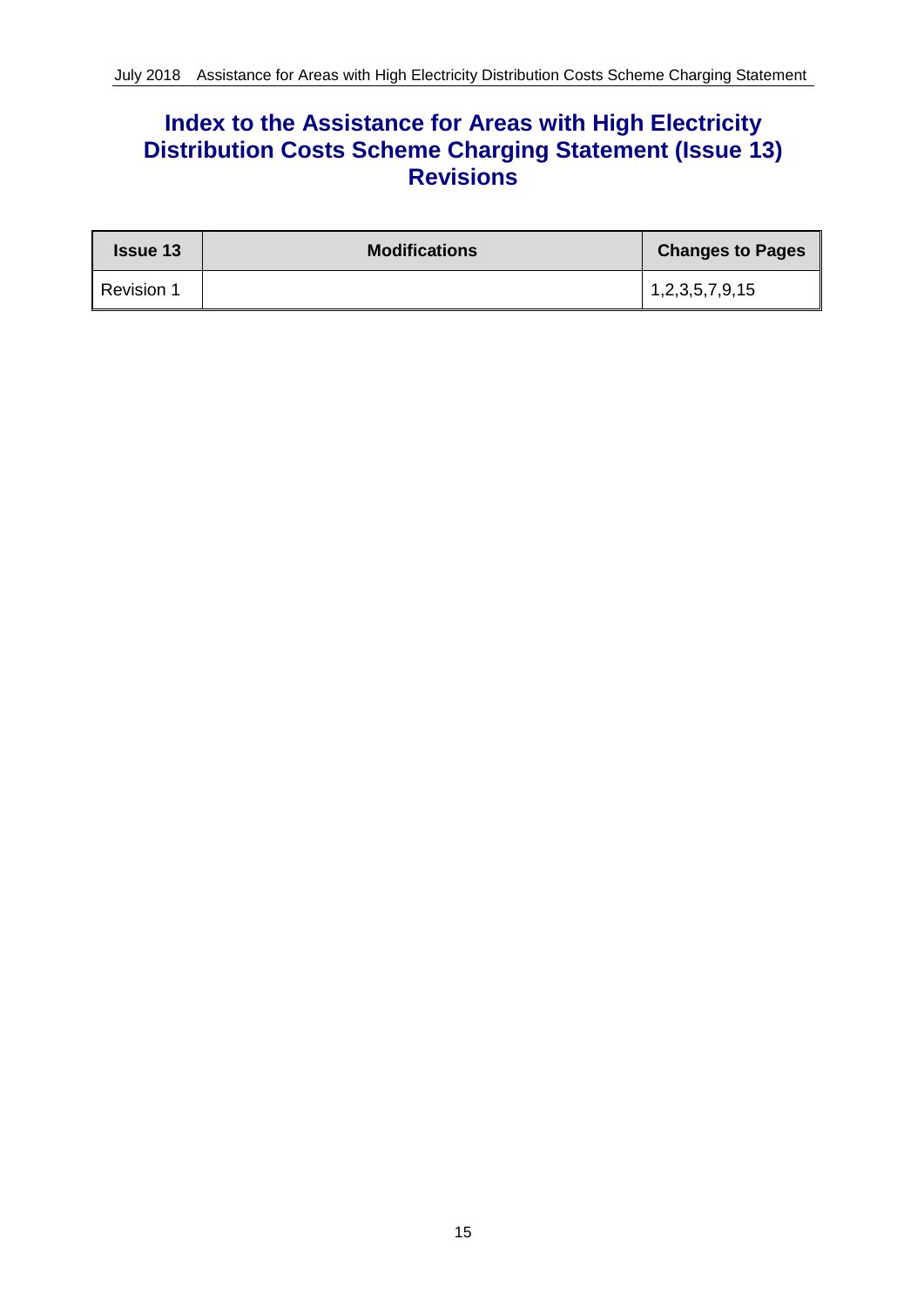# Index to the Assistance for Areas with High Electricity Distribution Costs Scheme Charging Statement (Issue 13) Revisions

| Issue 13 | Modifications | Changes to Pages |
|---|---|---|
| Revision 1 | | 1,2,3,5,7,9,15 |